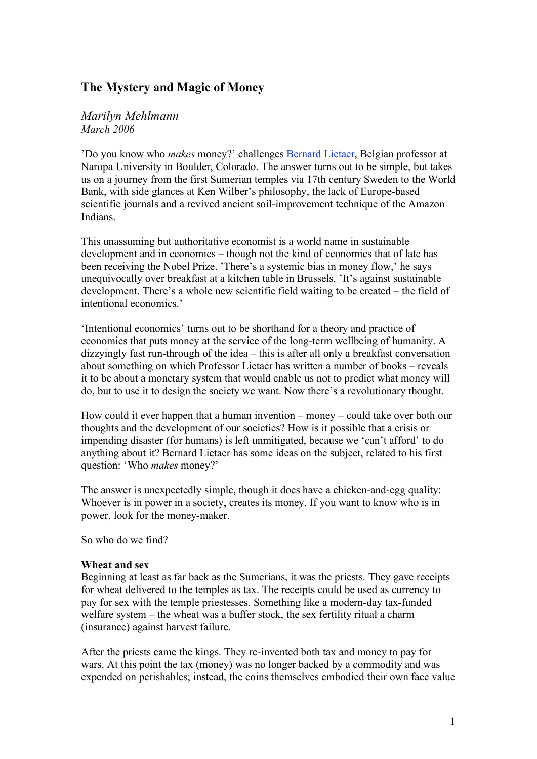## The Mystery and Magic of Money

*Marilyn Mehlmann*
*March 2006*

'Do you know who *makes* money?' challenges Bernard Lietaer, Belgian professor at Naropa University in Boulder, Colorado. The answer turns out to be simple, but takes us on a journey from the first Sumerian temples via 17th century Sweden to the World Bank, with side glances at Ken Wilber's philosophy, the lack of Europe-based scientific journals and a revived ancient soil-improvement technique of the Amazon Indians.

This unassuming but authoritative economist is a world name in sustainable development and in economics – though not the kind of economics that of late has been receiving the Nobel Prize. 'There's a systemic bias in money flow,' he says unequivocally over breakfast at a kitchen table in Brussels. 'It's against sustainable development. There's a whole new scientific field waiting to be created – the field of intentional economics.'

'Intentional economics' turns out to be shorthand for a theory and practice of economics that puts money at the service of the long-term wellbeing of humanity. A dizzyingly fast run-through of the idea – this is after all only a breakfast conversation about something on which Professor Lietaer has written a number of books – reveals it to be about a monetary system that would enable us not to predict what money will do, but to use it to design the society we want. Now there's a revolutionary thought.

How could it ever happen that a human invention – money – could take over both our thoughts and the development of our societies? How is it possible that a crisis or impending disaster (for humans) is left unmitigated, because we 'can't afford' to do anything about it? Bernard Lietaer has some ideas on the subject, related to his first question: 'Who *makes* money?'

The answer is unexpectedly simple, though it does have a chicken-and-egg quality: Whoever is in power in a society, creates its money. If you want to know who is in power, look for the money-maker.

So who do we find?

**Wheat and sex**

Beginning at least as far back as the Sumerians, it was the priests. They gave receipts for wheat delivered to the temples as tax. The receipts could be used as currency to pay for sex with the temple priestesses. Something like a modern-day tax-funded welfare system – the wheat was a buffer stock, the sex fertility ritual a charm (insurance) against harvest failure.

After the priests came the kings. They re-invented both tax and money to pay for wars. At this point the tax (money) was no longer backed by a commodity and was expended on perishables; instead, the coins themselves embodied their own face value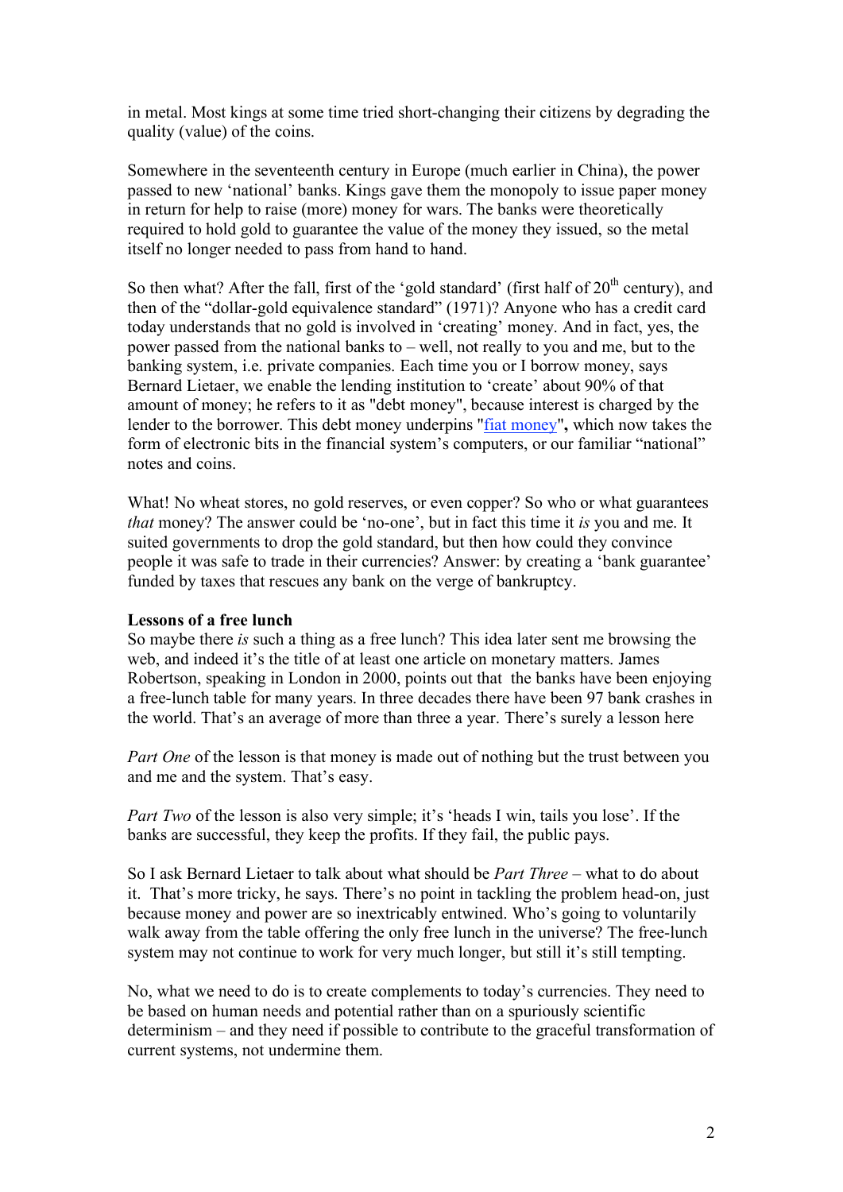in metal. Most kings at some time tried short-changing their citizens by degrading the quality (value) of the coins.

Somewhere in the seventeenth century in Europe (much earlier in China), the power passed to new 'national' banks. Kings gave them the monopoly to issue paper money in return for help to raise (more) money for wars. The banks were theoretically required to hold gold to guarantee the value of the money they issued, so the metal itself no longer needed to pass from hand to hand.

So then what? After the fall, first of the 'gold standard' (first half of 20th century), and then of the "dollar-gold equivalence standard" (1971)? Anyone who has a credit card today understands that no gold is involved in 'creating' money. And in fact, yes, the power passed from the national banks to – well, not really to you and me, but to the banking system, i.e. private companies. Each time you or I borrow money, says Bernard Lietaer, we enable the lending institution to 'create' about 90% of that amount of money; he refers to it as "debt money", because interest is charged by the lender to the borrower. This debt money underpins "fiat money"**,** which now takes the form of electronic bits in the financial system's computers, or our familiar "national" notes and coins.

What! No wheat stores, no gold reserves, or even copper? So who or what guarantees *that* money? The answer could be 'no-one', but in fact this time it *is* you and me. It suited governments to drop the gold standard, but then how could they convince people it was safe to trade in their currencies? Answer: by creating a 'bank guarantee' funded by taxes that rescues any bank on the verge of bankruptcy.

**Lessons of a free lunch**

So maybe there *is* such a thing as a free lunch? This idea later sent me browsing the web, and indeed it's the title of at least one article on monetary matters. James Robertson, speaking in London in 2000, points out that the banks have been enjoying a free-lunch table for many years. In three decades there have been 97 bank crashes in the world. That's an average of more than three a year. There's surely a lesson here

*Part One* of the lesson is that money is made out of nothing but the trust between you and me and the system. That's easy.

*Part Two* of the lesson is also very simple; it's 'heads I win, tails you lose'. If the banks are successful, they keep the profits. If they fail, the public pays.

So I ask Bernard Lietaer to talk about what should be *Part Three* – what to do about it. That's more tricky, he says. There's no point in tackling the problem head-on, just because money and power are so inextricably entwined. Who's going to voluntarily walk away from the table offering the only free lunch in the universe? The free-lunch system may not continue to work for very much longer, but still it's still tempting.

No, what we need to do is to create complements to today's currencies. They need to be based on human needs and potential rather than on a spuriously scientific determinism – and they need if possible to contribute to the graceful transformation of current systems, not undermine them.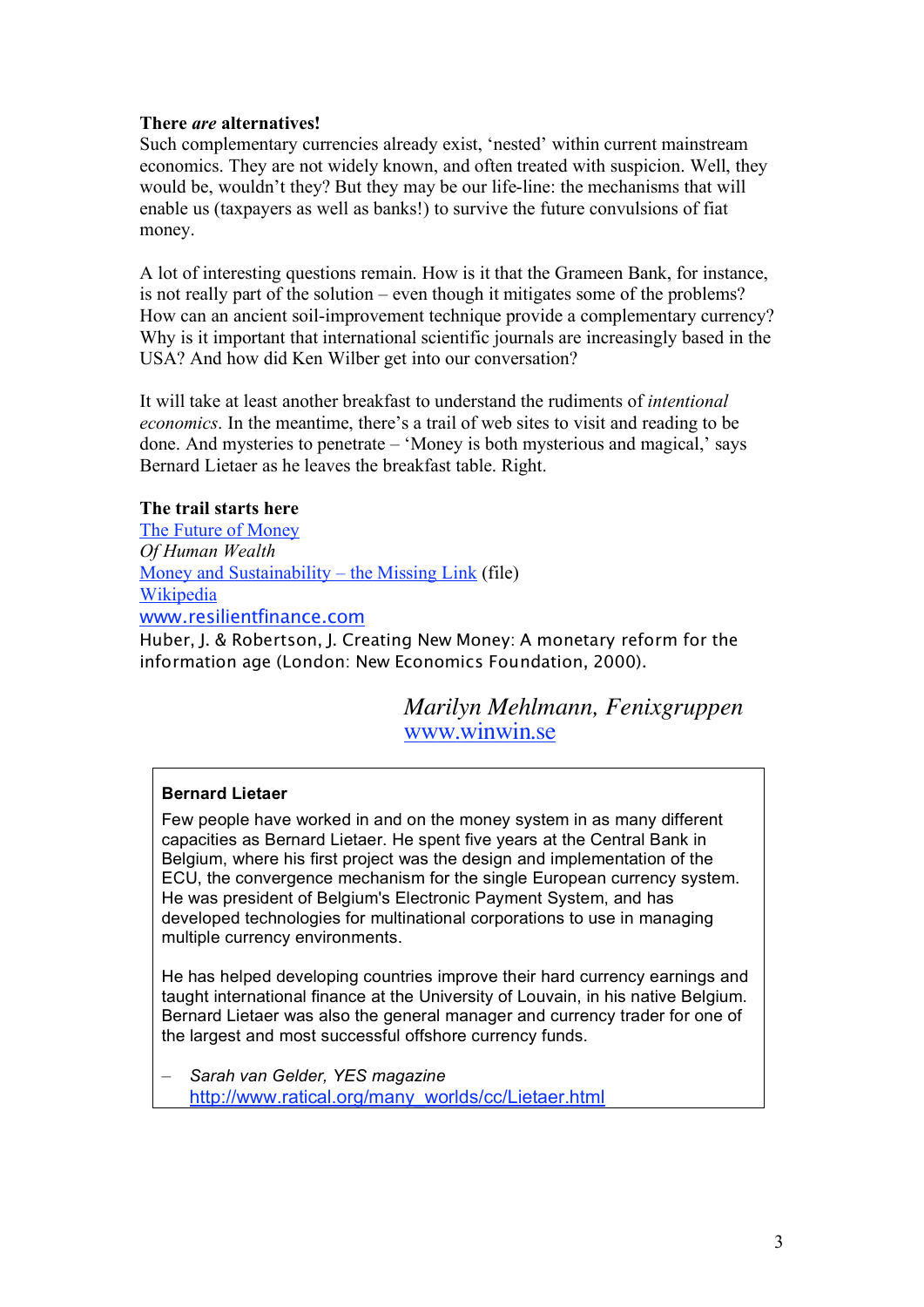**There *are* alternatives!**
Such complementary currencies already exist, 'nested' within current mainstream economics. They are not widely known, and often treated with suspicion. Well, they would be, wouldn't they? But they may be our life-line: the mechanisms that will enable us (taxpayers as well as banks!) to survive the future convulsions of fiat money.

A lot of interesting questions remain. How is it that the Grameen Bank, for instance, is not really part of the solution – even though it mitigates some of the problems? How can an ancient soil-improvement technique provide a complementary currency? Why is it important that international scientific journals are increasingly based in the USA? And how did Ken Wilber get into our conversation?

It will take at least another breakfast to understand the rudiments of *intentional economics*. In the meantime, there's a trail of web sites to visit and reading to be done. And mysteries to penetrate – 'Money is both mysterious and magical,' says Bernard Lietaer as he leaves the breakfast table. Right.

**The trail starts here**
The Future of Money
*Of Human Wealth*
Money and Sustainability – the Missing Link (file)
Wikipedia
www.resilientfinance.com
Huber, J. & Robertson, J. Creating New Money: A monetary reform for the information age (London: New Economics Foundation, 2000).

*Marilyn Mehlmann, Fenixgruppen*
www.winwin.se

---

**Bernard Lietaer**

Few people have worked in and on the money system in as many different capacities as Bernard Lietaer. He spent five years at the Central Bank in Belgium, where his first project was the design and implementation of the ECU, the convergence mechanism for the single European currency system. He was president of Belgium's Electronic Payment System, and has developed technologies for multinational corporations to use in managing multiple currency environments.

He has helped developing countries improve their hard currency earnings and taught international finance at the University of Louvain, in his native Belgium. Bernard Lietaer was also the general manager and currency trader for one of the largest and most successful offshore currency funds.

– *Sarah van Gelder, YES magazine*
http://www.ratical.org/many_worlds/cc/Lietaer.html